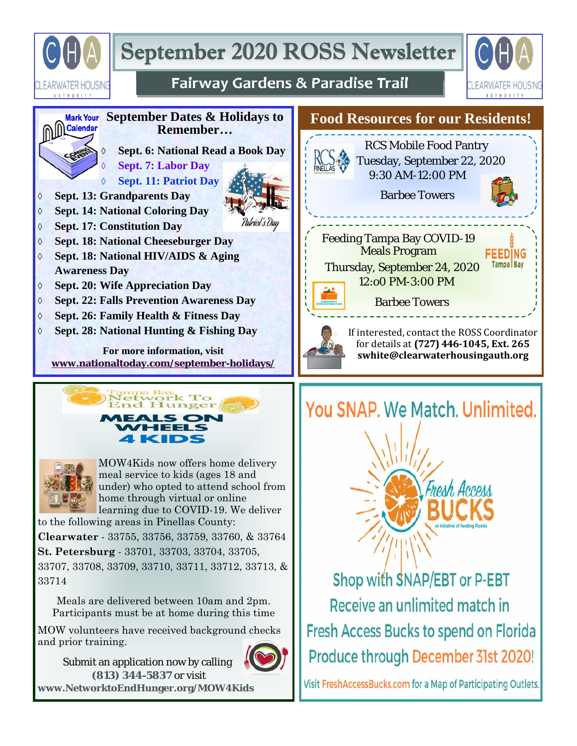# September 2020 ROSS Newsletter

## Fairway Gardens & Paradise Trail

## September Dates & Holidays to Remember…

- Sept. 6: National Read a Book Day
- **Sept. 7: Labor Day**
- **Sept. 11: Patriot Day**
- Sept. 13: Grandparents Day
- Sept. 14: National Coloring Day
- Sept. 17: Constitution Day
- Sept. 18: National Cheeseburger Day
- Sept. 18: National HIV/AIDS & Aging Awareness Day
- Sept. 20: Wife Appreciation Day
- Sept. 22: Falls Prevention Awareness Day
- Sept. 26: Family Health & Fitness Day
- Sept. 28: National Hunting & Fishing Day

**For more information, visit**
**www.nationaltoday.com/september-holidays/**

## Food Resources for our Residents!

RCS Mobile Food Pantry
Tuesday, September 22, 2020
9:30 AM-12:00 PM
Barbee Towers

Feeding Tampa Bay COVID-19 Meals Program
Thursday, September 24, 2020
12:o0 PM-3:00 PM
Barbee Towers

If interested, contact the ROSS Coordinator for details at **(727) 446-1045, Ext. 265**
**swhite@clearwaterhousingauth.org**

## Tampa Bay Network To End Hunger

## MEALS ON WHEELS 4 KIDS

MOW4Kids now offers home delivery meal service to kids (ages 18 and under) who opted to attend school from home through virtual or online learning due to COVID-19. We deliver to the following areas in Pinellas County:

**Clearwater** - 33755, 33756, 33759, 33760, & 33764
**St. Petersburg** - 33701, 33703, 33704, 33705, 33707, 33708, 33709, 33710, 33711, 33712, 33713, & 33714

Meals are delivered between 10am and 2pm. Participants must be at home during this time

MOW volunteers have received background checks and prior training.

Submit an application now by calling **(813) 344-5837** or visit **www.NetworktoEndHunger.org/MOW4Kids**

## You SNAP. We Match. Unlimited.

Fresh Access BUCKS — an initiative of Feeding Florida

Shop with SNAP/EBT or P-EBT
Receive an unlimited match in Fresh Access Bucks to spend on Florida Produce through December 31st 2020!

Visit FreshAccessBucks.com for a Map of Participating Outlets.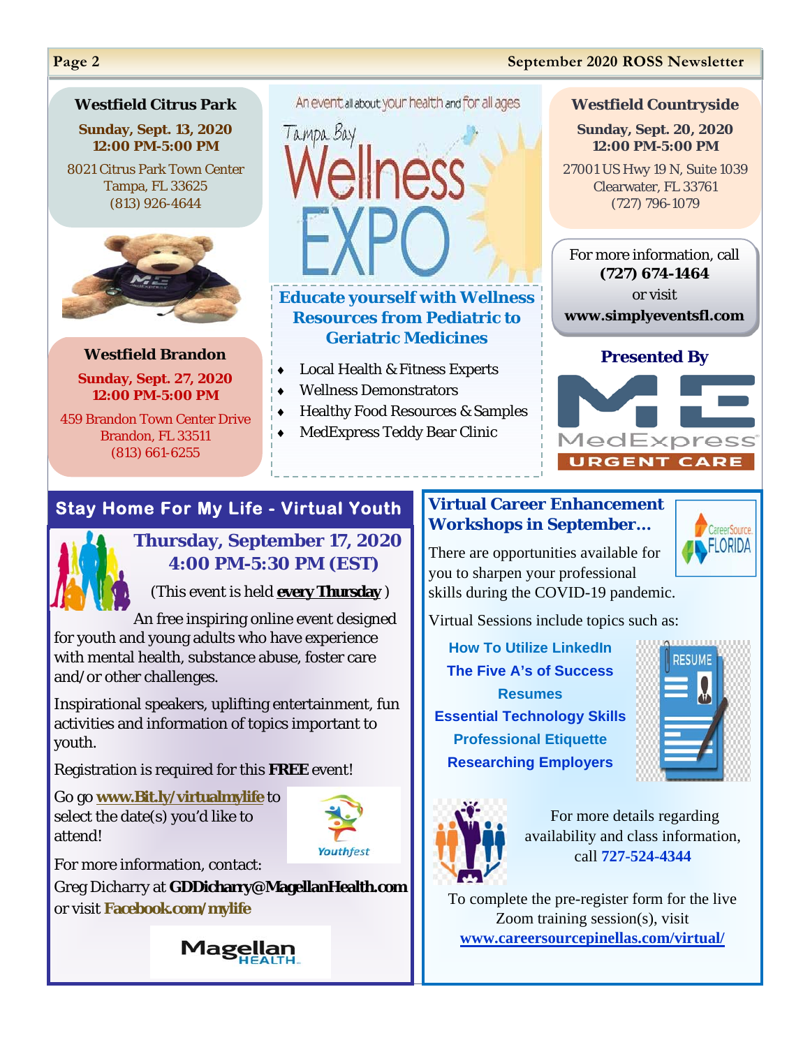## Tampa Bay Wellness EXPO

An event all about your health and for all ages

### Westfield Citrus Park

**Sunday, Sept. 13, 2020**
**12:00 PM-5:00 PM**

8021 Citrus Park Town Center
Tampa, FL 33625
(813) 926-4644

### Westfield Brandon

**Sunday, Sept. 27, 2020**
**12:00 PM-5:00 PM**

459 Brandon Town Center Drive
Brandon, FL 33511
(813) 661-6255

### Educate yourself with Wellness Resources from Pediatric to Geriatric Medicines

- Local Health & Fitness Experts
- Wellness Demonstrations
- Healthy Food Resources & Samples
- MedExpress Teddy Bear Clinic

### Westfield Countryside

**Sunday, Sept. 20, 2020**
**12:00 PM-5:00 PM**

27001 US Hwy 19 N, Suite 1039
Clearwater, FL 33761
(727) 796-1079

For more information, call
**(727) 674-1464**
or visit
**www.simplyeventsfl.com**

**Presented By**

MedExpress URGENT CARE

## Stay Home For My Life - Virtual Youth

**Thursday, September 17, 2020**
**4:00 PM-5:30 PM (EST)**

(This event is held **every Thursday** )

An free inspiring online event designed for youth and young adults who have experience with mental health, substance abuse, foster care and/or other challenges.

Inspirational speakers, uplifting entertainment, fun activities and information of topics important to youth.

Registration is required for this **FREE** event!

Go go **www.Bit.ly/virtualmylife** to select the date(s) you'd like to attend!

Youthfest

For more information, contact:
Greg Dicharry at **GDDicharry@MagellanHealth.com**
or visit **Facebook.com/mylife**

Magellan HEALTH

## Virtual Career Enhancement Workshops in September…

CareerSource FLORIDA

There are opportunities available for you to sharpen your professional skills during the COVID-19 pandemic.

Virtual Sessions include topics such as:

**How To Utilize LinkedIn**
**The Five A's of Success**
**Resumes**
**Essential Technology Skills**
**Professional Etiquette**
**Researching Employers**

For more details regarding availability and class information, call **727-524-4344**

To complete the pre-register form for the live Zoom training session(s), visit
**www.careersourcepinellas.com/virtual/**